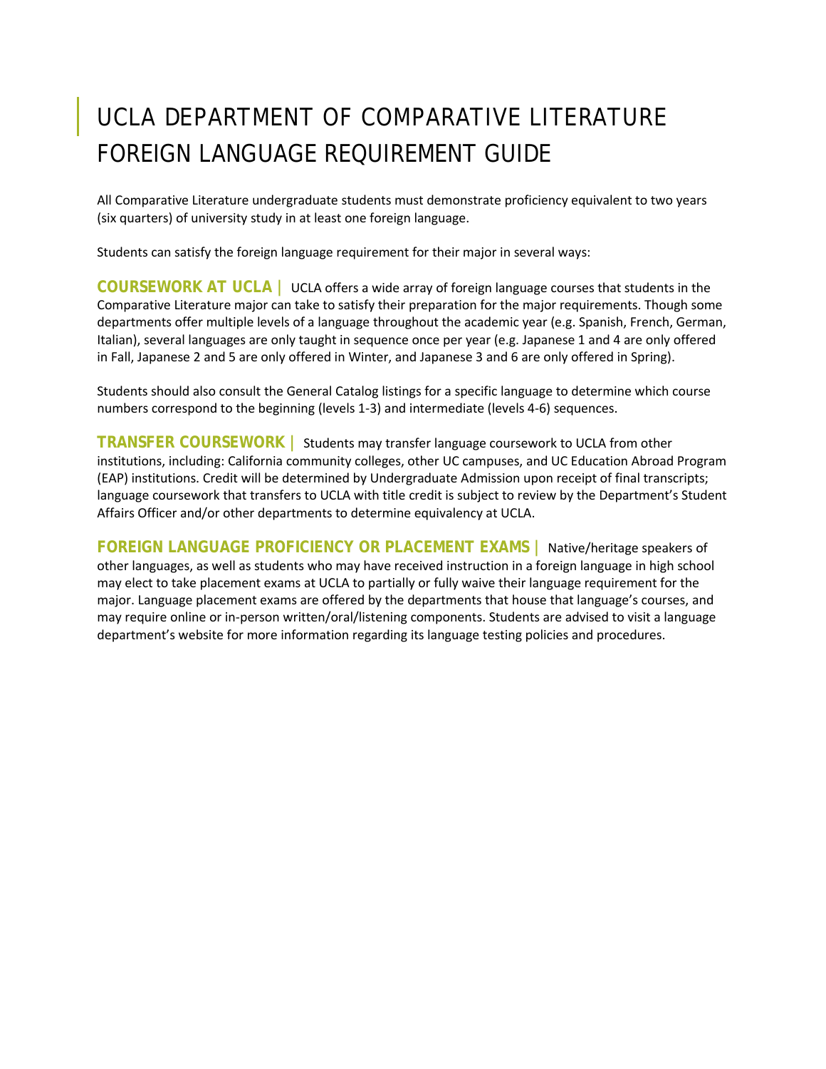# UCLA DEPARTMENT OF COMPARATIVE LITERATURE FOREIGN LANGUAGE REQUIREMENT GUIDE

All Comparative Literature undergraduate students must demonstrate proficiency equivalent to two years (six quarters) of university study in at least one foreign language.

Students can satisfy the foreign language requirement for their major in several ways:

**COURSEWORK AT UCLA |** UCLA offers a wide array of foreign language courses that students in the Comparative Literature major can take to satisfy their preparation for the major requirements. Though some departments offer multiple levels of a language throughout the academic year (e.g. Spanish, French, German, Italian), several languages are only taught in sequence once per year (e.g. Japanese 1 and 4 are only offered in Fall, Japanese 2 and 5 are only offered in Winter, and Japanese 3 and 6 are only offered in Spring).

Students should also consult the General Catalog listings for a specific language to determine which course numbers correspond to the beginning (levels 1-3) and intermediate (levels 4-6) sequences.

**TRANSFER COURSEWORK |** Students may transfer language coursework to UCLA from other institutions, including: California community colleges, other UC campuses, and UC Education Abroad Program (EAP) institutions. Credit will be determined by Undergraduate Admission upon receipt of final transcripts; language coursework that transfers to UCLA with title credit is subject to review by the Department's Student Affairs Officer and/or other departments to determine equivalency at UCLA.

**FOREIGN LANGUAGE PROFICIENCY OR PLACEMENT EXAMS |** Native/heritage speakers of other languages, as well as students who may have received instruction in a foreign language in high school may elect to take placement exams at UCLA to partially or fully waive their language requirement for the major. Language placement exams are offered by the departments that house that language's courses, and may require online or in-person written/oral/listening components. Students are advised to visit a language department's website for more information regarding its language testing policies and procedures.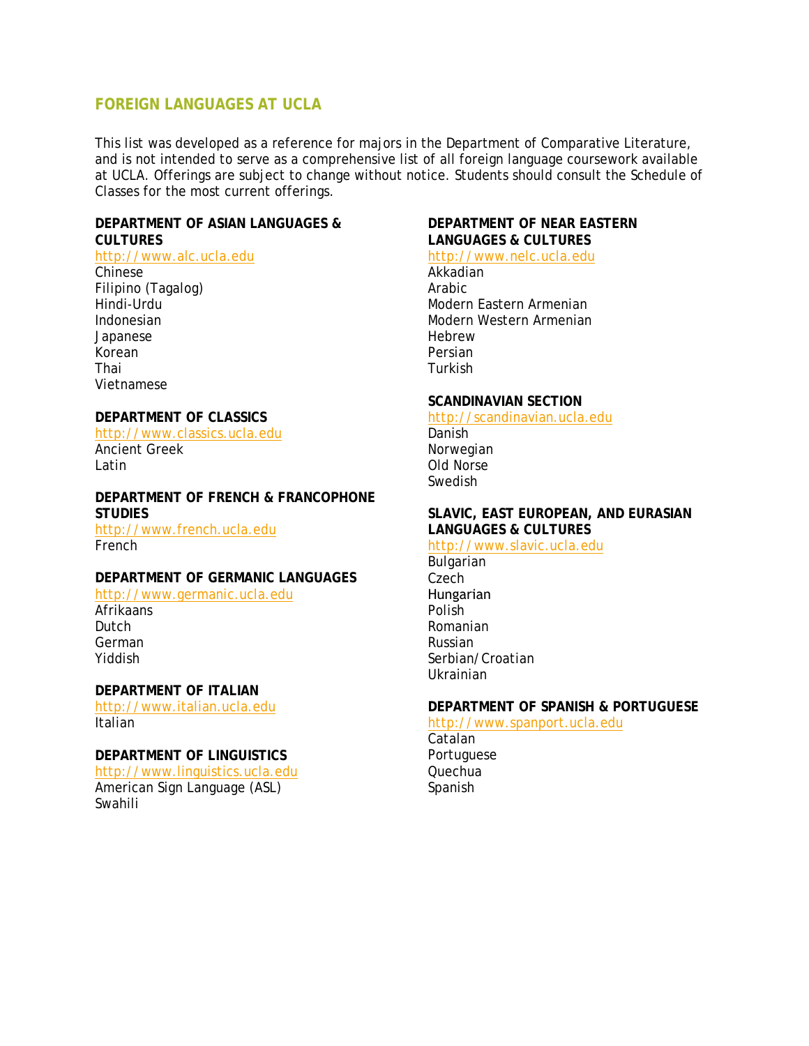## FOREIGN LANGUAGES AT UCLA

This list was developed as a reference for majors in the Department of Comparative Literature, and is not intended to serve as a comprehensive list of all foreign language coursework available at UCLA. Offerings are subject to change without notice. Students should consult the Schedule of Classes for the most current offerings.

**DEPARTMENT OF ASIAN LANGUAGES & CULTURES**
http://www.alc.ucla.edu
Chinese
Filipino (Tagalog)
Hindi-Urdu
Indonesian
Japanese
Korean
Thai
Vietnamese

**DEPARTMENT OF CLASSICS**
http://www.classics.ucla.edu
Ancient Greek
Latin

**DEPARTMENT OF FRENCH & FRANCOPHONE STUDIES**
http://www.french.ucla.edu
French

**DEPARTMENT OF GERMANIC LANGUAGES**
http://www.germanic.ucla.edu
Afrikaans
Dutch
German
Yiddish

**DEPARTMENT OF ITALIAN**
http://www.italian.ucla.edu
Italian

**DEPARTMENT OF LINGUISTICS**
http://www.linguistics.ucla.edu
American Sign Language (ASL)
Swahili

**DEPARTMENT OF NEAR EASTERN LANGUAGES & CULTURES**
http://www.nelc.ucla.edu
Akkadian
Arabic
Modern Eastern Armenian
Modern Western Armenian
Hebrew
Persian
Turkish

**SCANDINAVIAN SECTION**
http://scandinavian.ucla.edu
Danish
Norwegian
Old Norse
Swedish

**SLAVIC, EAST EUROPEAN, AND EURASIAN LANGUAGES & CULTURES**
http://www.slavic.ucla.edu
Bulgarian
Czech
Hungarian
Polish
Romanian
Russian
Serbian/Croatian
Ukrainian

**DEPARTMENT OF SPANISH & PORTUGUESE**
http://www.spanport.ucla.edu
Catalan
Portuguese
Quechua
Spanish